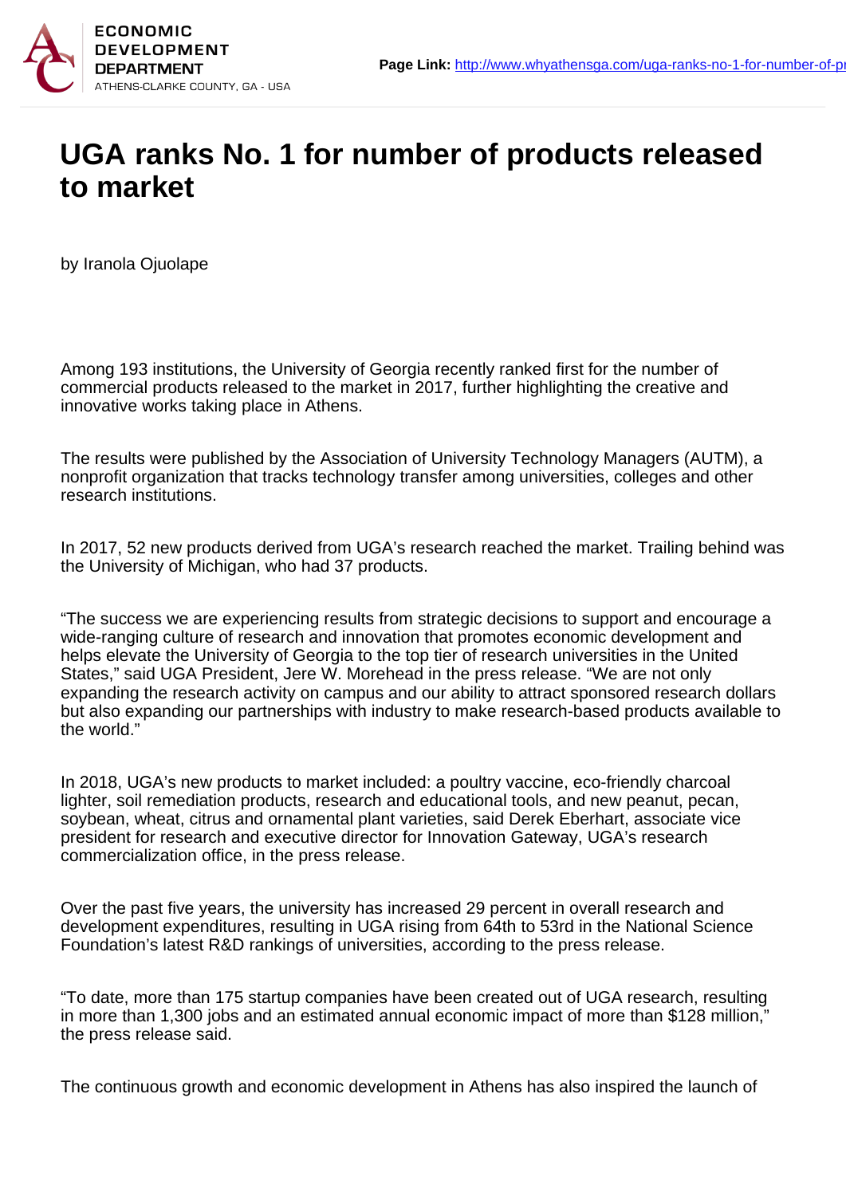# UGA ranks No. 1 for number of products released to market

by Iranola Ojuolape

Among 193 institutions, the University of Georgia recently ranked first for the number of commercial products released to the market in 2017, further highlighting the creative and innovative works taking place in Athens.

The results were published by the Association of University Technology Managers (AUTM), a nonprofit organization that tracks technology transfer among universities, colleges and other research institutions.

In 2017, 52 new products derived from UGA's research reached the market. Trailing behind was the University of Michigan, who had 37 products.

"The success we are experiencing results from strategic decisions to support and encourage a wide-ranging culture of research and innovation that promotes economic development and helps elevate the University of Georgia to the top tier of research universities in the United States," said UGA President, Jere W. Morehead in the press release. "We are not only expanding the research activity on campus and our ability to attract sponsored research dollars but also expanding our partnerships with industry to make research-based products available to the world."

In 2018, UGA's new products to market included: a poultry vaccine, eco-friendly charcoal lighter, soil remediation products, research and educational tools, and new peanut, pecan, soybean, wheat, citrus and ornamental plant varieties, said Derek Eberhart, associate vice president for research and executive director for Innovation Gateway, UGA's research commercialization office, in the press release.

Over the past five years, the university has increased 29 percent in overall research and development expenditures, resulting in UGA rising from 64th to 53rd in the National Science Foundation's latest R&D rankings of universities, according to the press release.

"To date, more than 175 startup companies have been created out of UGA research, resulting in more than 1,300 jobs and an estimated annual economic impact of more than $128 million," the press release said.

The continuous growth and economic development in Athens has also inspired the launch of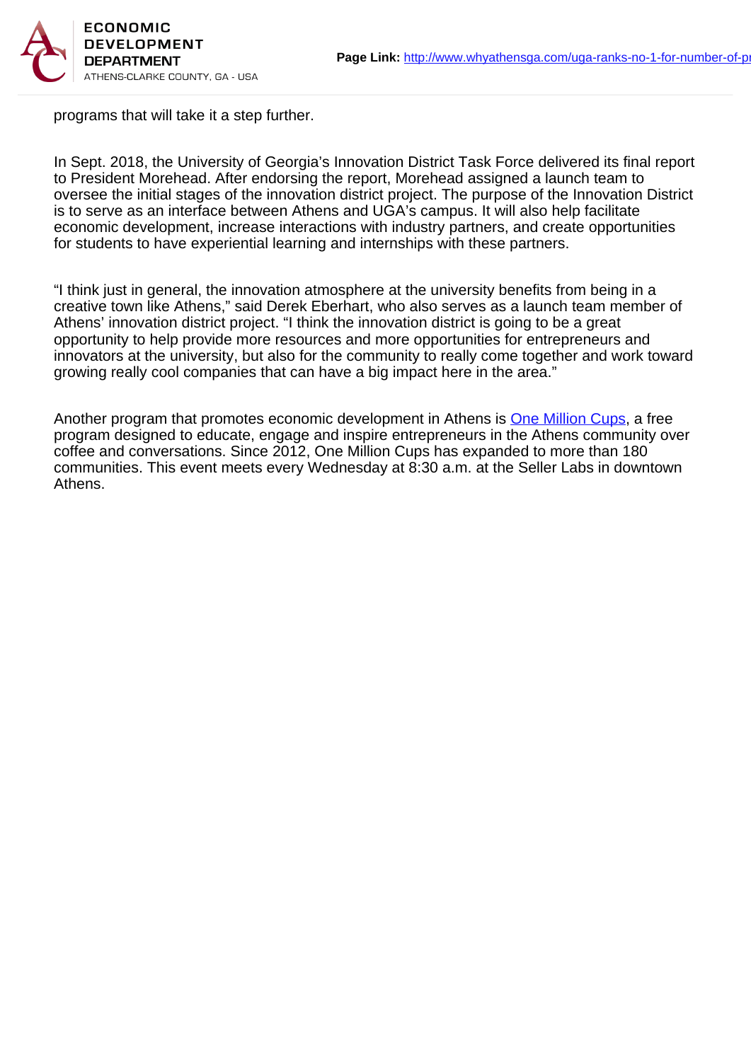programs that will take it a step further.

In Sept. 2018, the University of Georgia's Innovation District Task Force delivered its final report to President Morehead. After endorsing the report, Morehead assigned a launch team to oversee the initial stages of the innovation district project. The purpose of the Innovation District is to serve as an interface between Athens and UGA's campus. It will also help facilitate economic development, increase interactions with industry partners, and create opportunities for students to have experiential learning and internships with these partners.

"I think just in general, the innovation atmosphere at the university benefits from being in a creative town like Athens," said Derek Eberhart, who also serves as a launch team member of Athens' innovation district project. "I think the innovation district is going to be a great opportunity to help provide more resources and more opportunities for entrepreneurs and innovators at the university, but also for the community to really come together and work toward growing really cool companies that can have a big impact here in the area."

Another program that promotes economic development in Athens is One Million Cups, a free program designed to educate, engage and inspire entrepreneurs in the Athens community over coffee and conversations. Since 2012, One Million Cups has expanded to more than 180 communities. This event meets every Wednesday at 8:30 a.m. at the Seller Labs in downtown Athens.